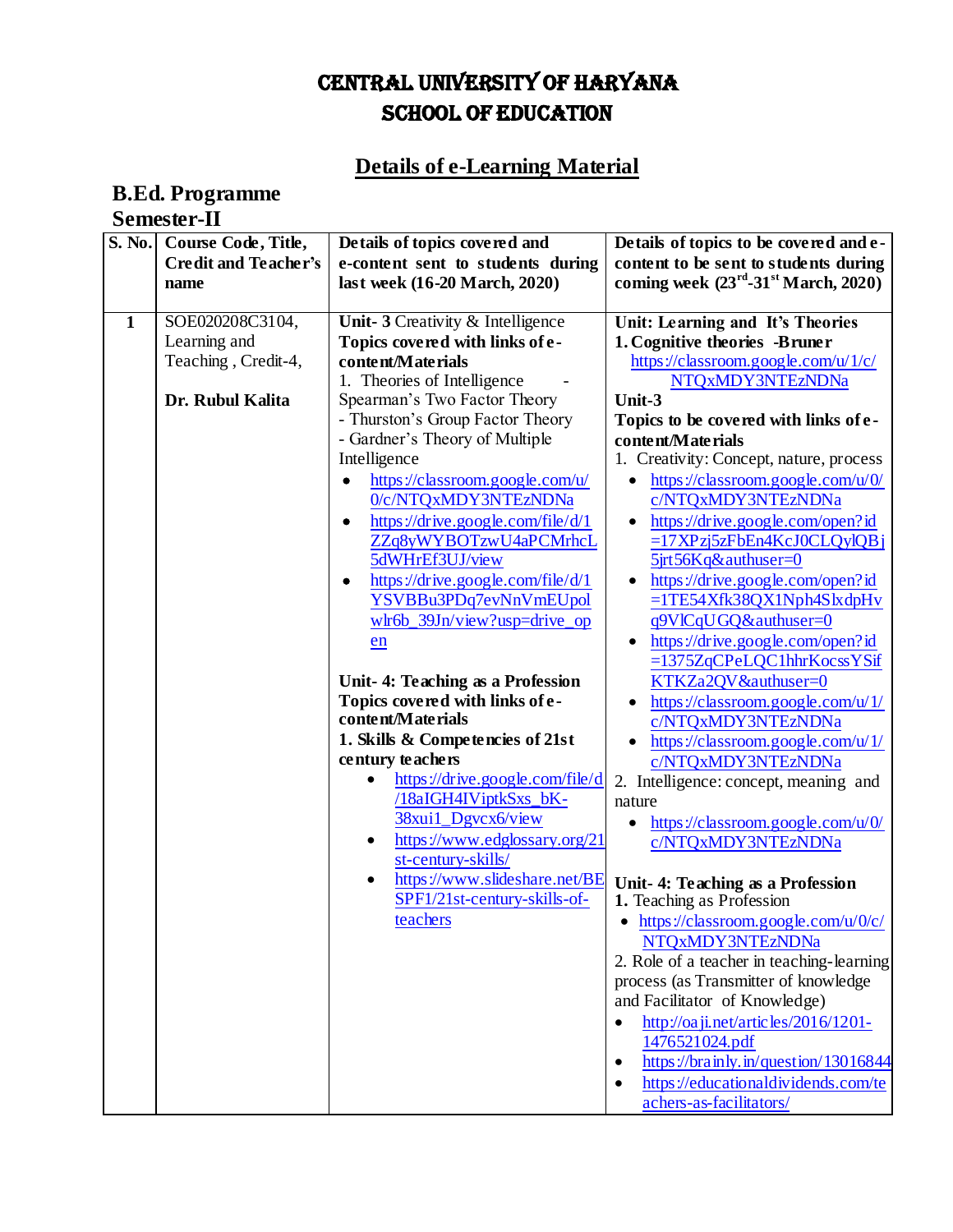# CENTRAL UNIVERSITY OF HARYANA
# SCHOOL OF EDUCATION

## Details of e-Learning Material

**B.Ed. Programme**
**Semester-II**

| S. No. | Course Code, Title, Credit and Teacher's name | Details of topics covered and e-content sent to students during last week (16-20 March, 2020) | Details of topics to be covered and e-content to be sent to students during coming week (23rd-31st March, 2020) |
|---|---|---|---|
| 1 | SOE020208C3104, Learning and Teaching , Credit-4, <br><br> **Dr. Rubul Kalita** | **Unit- 3** Creativity & Intelligence <br> **Topics covered with links of e-content/Materials** <br> 1. Theories of Intelligence - Spearman's Two Factor Theory <br> - Thurston's Group Factor Theory <br> - Gardner's Theory of Multiple Intelligence <br> • https://classroom.google.com/u/0/c/NTQxMDY3NTEzNDNa <br> • https://drive.google.com/file/d/1ZZq8yWYBOTzwU4aPCMrhcL5dWHrEf3UJ/view <br> • https://drive.google.com/file/d/1YSVBBu3PDq7evNnVmEUpolwlr6b_39Jn/view?usp=drive_open <br><br> **Unit- 4: Teaching as a Profession** <br> **Topics covered with links of e-content/Materials** <br> **1. Skills & Competencies of 21st century teachers** <br> • https://drive.google.com/file/d/18aIGH4IViptkSxs_bK-38xui1_Dgvcx6/view <br> • https://www.edglossary.org/21st-century-skills/ <br> • https://www.slideshare.net/BESPF1/21st-century-skills-of-teachers | **Unit: Learning and It's Theories** <br> **1. Cognitive theories -Bruner** <br> https://classroom.google.com/u/1/c/NTQxMDY3NTEzNDNa <br> **Unit-3** <br> **Topics to be covered with links of e-content/Materials** <br> 1. Creativity: Concept, nature, process <br> • https://classroom.google.com/u/0/c/NTQxMDY3NTEzNDNa <br> • https://drive.google.com/open?id=17XPzj5zFbEn4KcJ0CLQylQBj5jrt56Kq&authuser=0 <br> • https://drive.google.com/open?id=1TE54Xfk38QX1Nph4SlxdpHvq9VlCqUGQ&authuser=0 <br> • https://drive.google.com/open?id=1375ZqCPeLQC1hhrKocssYSifKTKZa2QV&authuser=0 <br> • https://classroom.google.com/u/1/c/NTQxMDY3NTEzNDNa <br> • https://classroom.google.com/u/1/c/NTQxMDY3NTEzNDNa <br> 2. Intelligence: concept, meaning and nature <br> • https://classroom.google.com/u/0/c/NTQxMDY3NTEzNDNa <br><br> **Unit- 4: Teaching as a Profession** <br> **1.** Teaching as Profession <br> • https://classroom.google.com/u/0/c/NTQxMDY3NTEzNDNa <br> 2. Role of a teacher in teaching-learning process (as Transmitter of knowledge and Facilitator of Knowledge) <br> • http://oaji.net/articles/2016/1201-1476521024.pdf <br> • https://brainly.in/question/13016844 <br> • https://educationaldividends.com/teachers-as-facilitators/ |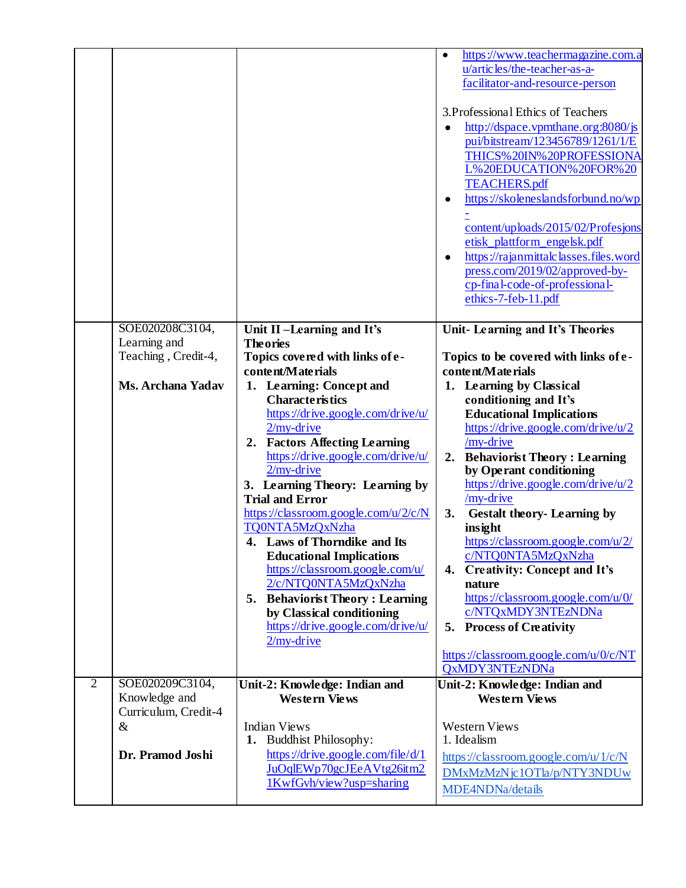| | | | |
|---|---|---|---|
| | | | • https://www.teachermagazine.com.au/articles/the-teacher-as-a-facilitator-and-resource-person<br><br>3.Professional Ethics of Teachers<br>• http://dspace.vpmthane.org:8080/jspui/bitstream/123456789/1261/1/ETHICS%20IN%20PROFESSIONAL%20EDUCATION%20FOR%20TEACHERS.pdf<br>• https://skoleneslandsforbund.no/wp-content/uploads/2015/02/Profesjonsetisk_plattform_engelsk.pdf<br>• https://rajanmittalclasses.files.wordpress.com/2019/02/approved-by-cp-final-code-of-professional-ethics-7-feb-11.pdf |
| | SOE020208C3104, Learning and Teaching , Credit-4,<br><br>**Ms. Archana Yadav** | **Unit II –Learning and It's Theories**<br>**Topics covered with links of e-content/Materials**<br>1. **Learning: Concept and Characteristics** https://drive.google.com/drive/u/2/my-drive<br>2. **Factors Affecting Learning** https://drive.google.com/drive/u/2/my-drive<br>3. **Learning Theory: Learning by Trial and Error** https://classroom.google.com/u/2/c/NTQ0NTA5MzQxNzha<br>4. **Laws of Thorndike and Its Educational Implications** https://classroom.google.com/u/2/c/NTQ0NTA5MzQxNzha<br>5. **Behaviorist Theory : Learning by Classical conditioning** https://drive.google.com/drive/u/2/my-drive | **Unit- Learning and It's Theories**<br><br>**Topics to be covered with links of e-content/Materials**<br>1. **Learning by Classical conditioning and It's Educational Implications** https://drive.google.com/drive/u/2/my-drive<br>2. **Behaviorist Theory : Learning by Operant conditioning** https://drive.google.com/drive/u/2/my-drive<br>3. **Gestalt theory- Learning by insight** https://classroom.google.com/u/2/c/NTQ0NTA5MzQxNzha<br>4. **Creativity: Concept and It's nature** https://classroom.google.com/u/0/c/NTQxMDY3NTEzNDNa<br>5. **Process of Creativity**<br><br>https://classroom.google.com/u/0/c/NTQxMDY3NTEzNDNa |
| 2 | SOE020209C3104, Knowledge and Curriculum, Credit-4 &<br><br>**Dr. Pramod Joshi** | **Unit-2: Knowledge: Indian and Western Views**<br><br>Indian Views<br>1. Buddhist Philosophy: https://drive.google.com/file/d/1JuOqlEWp70gcJEeAVtg26itm21KwfGvh/view?usp=sharing | **Unit-2: Knowledge: Indian and Western Views**<br><br>Western Views<br>1. Idealism<br>https://classroom.google.com/u/1/c/NDMxMzMzNjc1OTla/p/NTY3NDUwMDE4NDNa/details |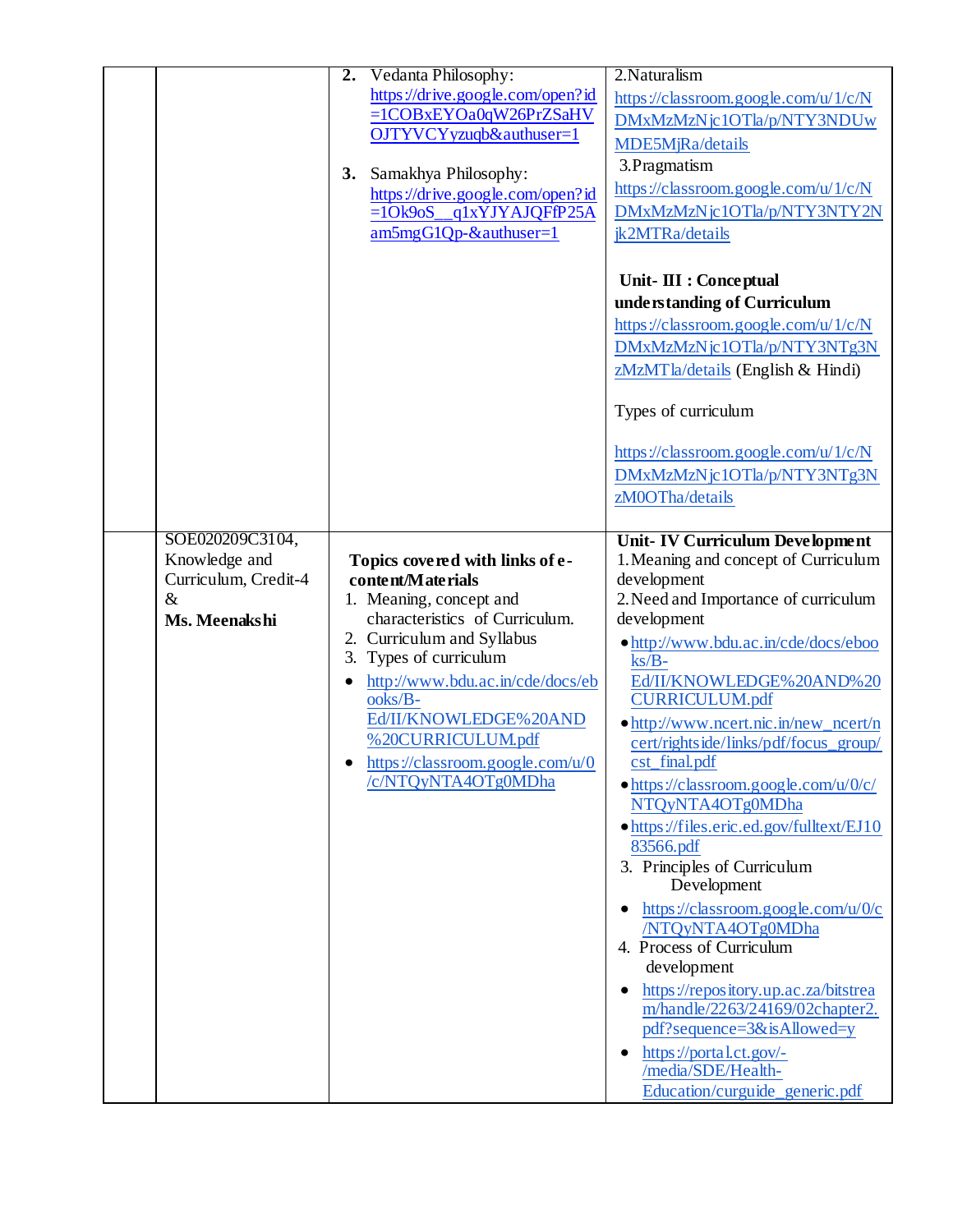| | | | |
|---|---|---|---|
| | | **2.** Vedanta Philosophy: https://drive.google.com/open?id=1COBxEYOa0qW26PrZSaHVOJTYVCYyzuqb&authuser=1<br><br>**3.** Samakhya Philosophy: https://drive.google.com/open?id=1Ok9oS__q1xYJYAJQFfP25Aam5mgG1Qp-&authuser=1 | 2.Naturalism https://classroom.google.com/u/1/c/NDMxMzMzNjc1OTla/p/NTY3NDUwMDE5MjRa/details<br>3.Pragmatism https://classroom.google.com/u/1/c/NDMxMzMzNjc1OTla/p/NTY3NTY2Njk2MTRa/details<br><br>**Unit- III : Conceptual understanding of Curriculum** https://classroom.google.com/u/1/c/NDMxMzMzNjc1OTla/p/NTY3NTg3NzMzMTla/details (English & Hindi)<br><br>Types of curriculum<br><br>https://classroom.google.com/u/1/c/NDMxMzMzNjc1OTla/p/NTY3NTg3NzM0OTha/details |
| | SOE020209C3104, Knowledge and Curriculum, Credit-4 & **Ms. Meenakshi** | **Topics covered with links of e-content/Materials**<br>1. Meaning, concept and characteristics of Curriculum.<br>2. Curriculum and Syllabus<br>3. Types of curriculum<br>• http://www.bdu.ac.in/cde/docs/ebooks/B-Ed/II/KNOWLEDGE%20AND%20CURRICULUM.pdf<br>• https://classroom.google.com/u/0/c/NTQyNTA4OTg0MDha | **Unit- IV Curriculum Development**<br>1.Meaning and concept of Curriculum development<br>2.Need and Importance of curriculum development<br>• http://www.bdu.ac.in/cde/docs/ebooks/B-Ed/II/KNOWLEDGE%20AND%20CURRICULUM.pdf<br>• http://www.ncert.nic.in/new_ncert/ncert/rightside/links/pdf/focus_group/cst_final.pdf<br>• https://classroom.google.com/u/0/c/NTQyNTA4OTg0MDha<br>• https://files.eric.ed.gov/fulltext/EJ1083566.pdf<br>3. Principles of Curriculum Development<br>• https://classroom.google.com/u/0/c/NTQyNTA4OTg0MDha<br>4. Process of Curriculum development<br>• https://repository.up.ac.za/bitstream/handle/2263/24169/02chapter2.pdf?sequence=3&isAllowed=y<br>• https://portal.ct.gov/-/media/SDE/Health-Education/curguide_generic.pdf |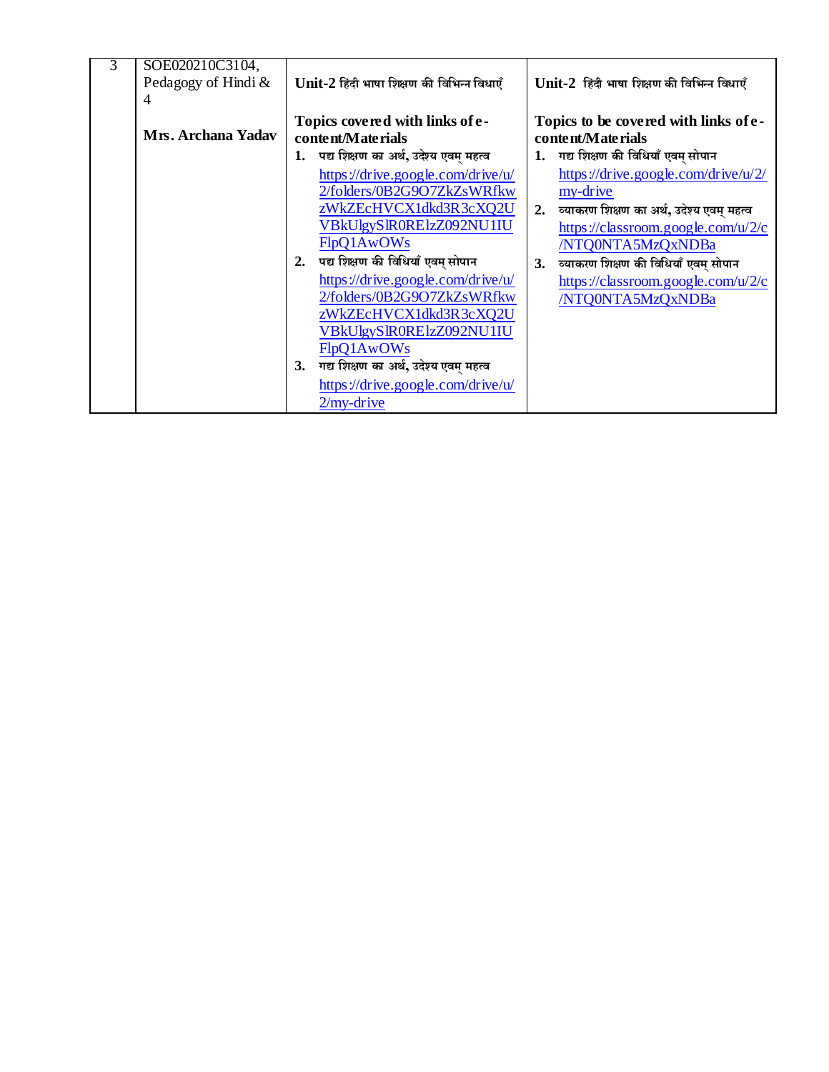| 3 | SOE020210C3104, Pedagogy of Hindi & 4<br><br>**Mrs. Archana Yadav** | **Unit-2** हिंदी भाषा शिक्षण की विभिन्न विधाएँ<br><br>**Topics covered with links of e-content/Materials**<br>**1.** पद्य शिक्षण का अर्थ, उद्देश्य एवम् महत्व<br>https://drive.google.com/drive/u/2/folders/0B2G9O7ZkZsWRfkwzWkZEcHVCX1dkd3R3cXQ2UVBkUlgySlR0RElzZ092NU1IUFlpQ1AwOWs<br>**2.** पद्य शिक्षण की विधियाँ एवम् सोपान<br>https://drive.google.com/drive/u/2/folders/0B2G9O7ZkZsWRfkwzWkZEcHVCX1dkd3R3cXQ2UVBkUlgySlR0RElzZ092NU1IUFlpQ1AwOWs<br>**3.** गद्य शिक्षण का अर्थ, उदेश्य एवम् महत्व<br>https://drive.google.com/drive/u/2/my-drive | **Unit-2** हिंदी भाषा शिक्षण की विभिन्न विधाएँ<br><br>**Topics to be covered with links of e-content/Materials**<br>**1.** गद्य शिक्षण की विधियाँ एवम् सोपान<br>https://drive.google.com/drive/u/2/my-drive<br>**2.** व्याकरण शिक्षण का अर्थ, उदेश्य एवम् महत्व<br>https://classroom.google.com/u/2/c/NTQ0NTA5MzQxNDBa<br>**3.** व्याकरण शिक्षण की विधियाँ एवम् सोपान<br>https://classroom.google.com/u/2/c/NTQ0NTA5MzQxNDBa |
|---|---|---|---|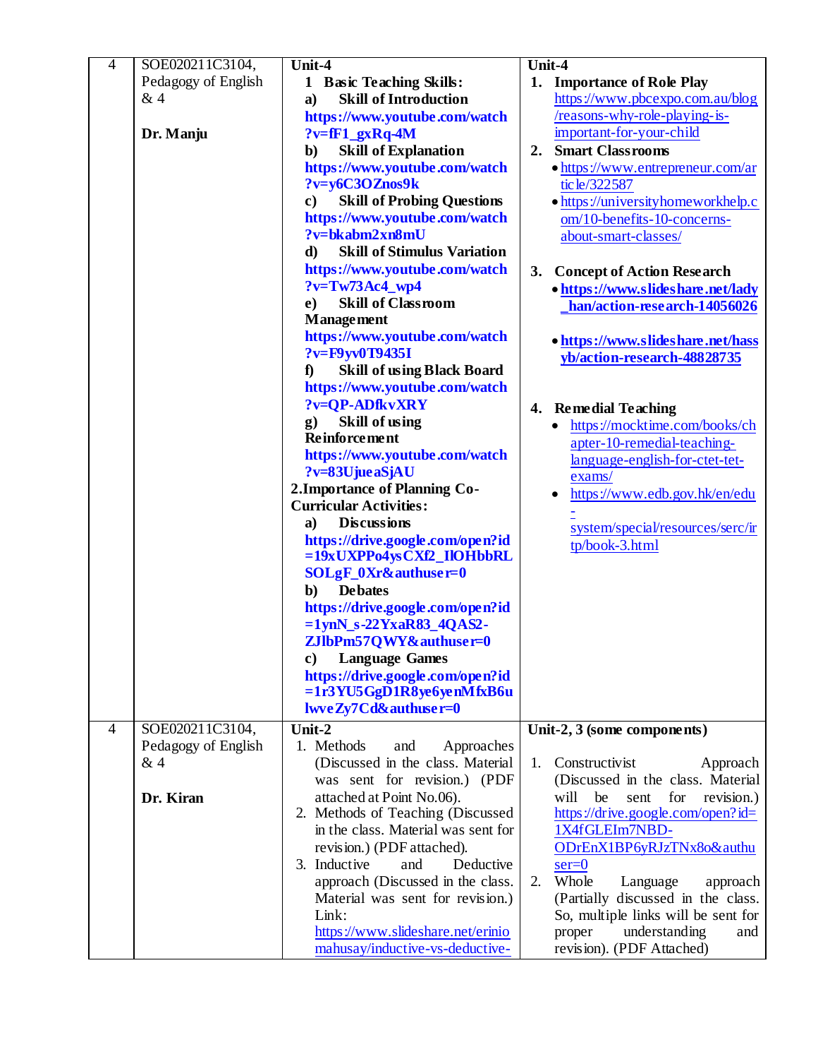| 4 | SOE020211C3104, Pedagogy of English & 4<br><br>**Dr. Manju** | **Unit-4**<br>**1 Basic Teaching Skills:**<br>**a) Skill of Introduction**<br>**https://www.youtube.com/watch?v=fF1_gxRq-4M**<br>**b) Skill of Explanation**<br>**https://www.youtube.com/watch?v=y6C3OZnos9k**<br>**c) Skill of Probing Questions**<br>**https://www.youtube.com/watch?v=bkabm2xn8mU**<br>**d) Skill of Stimulus Variation**<br>**https://www.youtube.com/watch?v=Tw73Ac4_wp4**<br>**e) Skill of Classroom Management**<br>**https://www.youtube.com/watch?v=F9yv0T9435I**<br>**f) Skill of using Black Board**<br>**https://www.youtube.com/watch?v=QP-ADfkvXRY**<br>**g) Skill of using Reinforcement**<br>**https://www.youtube.com/watch?v=83UjueaSjAU**<br>**2.Importance of Planning Co-Curricular Activities:**<br>**a) Discussions**<br>**https://drive.google.com/open?id=19xUXPPo4ysCXf2_IlOHbbRLSOLgF_0Xr&authuser=0**<br>**b) Debates**<br>**https://drive.google.com/open?id=1ynN_s-22YxaR83_4QAS2-ZJlbPm57QWY&authuser=0**<br>**c) Language Games**<br>**https://drive.google.com/open?id=1r3YU5GgD1R8ye6yenMfxB6ulwveZy7Cd&authuser=0** | **Unit-4**<br>**1. Importance of Role Play**<br>https://www.pbcexpo.com.au/blog/reasons-why-role-playing-is-important-for-your-child<br>**2. Smart Classrooms**<br>• https://www.entrepreneur.com/article/322587<br>• https://universityhomeworkhelp.com/10-benefits-10-concerns-about-smart-classes/<br>**3. Concept of Action Research**<br>• **https://www.slideshare.net/lady_han/action-research-14056026**<br>• **https://www.slideshare.net/hassyb/action-research-48828735**<br>**4. Remedial Teaching**<br>• https://mocktime.com/books/chapter-10-remedial-teaching-language-english-for-ctet-tet-exams/<br>• https://www.edb.gov.hk/en/edu-system/special/resources/serc/irtp/book-3.html |
|---|---|---|---|
| 4 | SOE020211C3104, Pedagogy of English & 4<br><br>**Dr. Kiran** | **Unit-2**<br>1. Methods and Approaches (Discussed in the class. Material was sent for revision.) (PDF attached at Point No.06).<br>2. Methods of Teaching (Discussed in the class. Material was sent for revision.) (PDF attached).<br>3. Inductive and Deductive approach (Discussed in the class. Material was sent for revision.) Link: https://www.slideshare.net/eriniomahusay/inductive-vs-deductive- | **Unit-2, 3 (some components)**<br>1. Constructivist Approach (Discussed in the class. Material will be sent for revision.) https://drive.google.com/open?id=1X4fGLEIm7NBD-ODrEnX1BP6yRJzTNx8o&authuser=0<br>2. Whole Language approach (Partially discussed in the class. So, multiple links will be sent for proper understanding and revision). (PDF Attached) |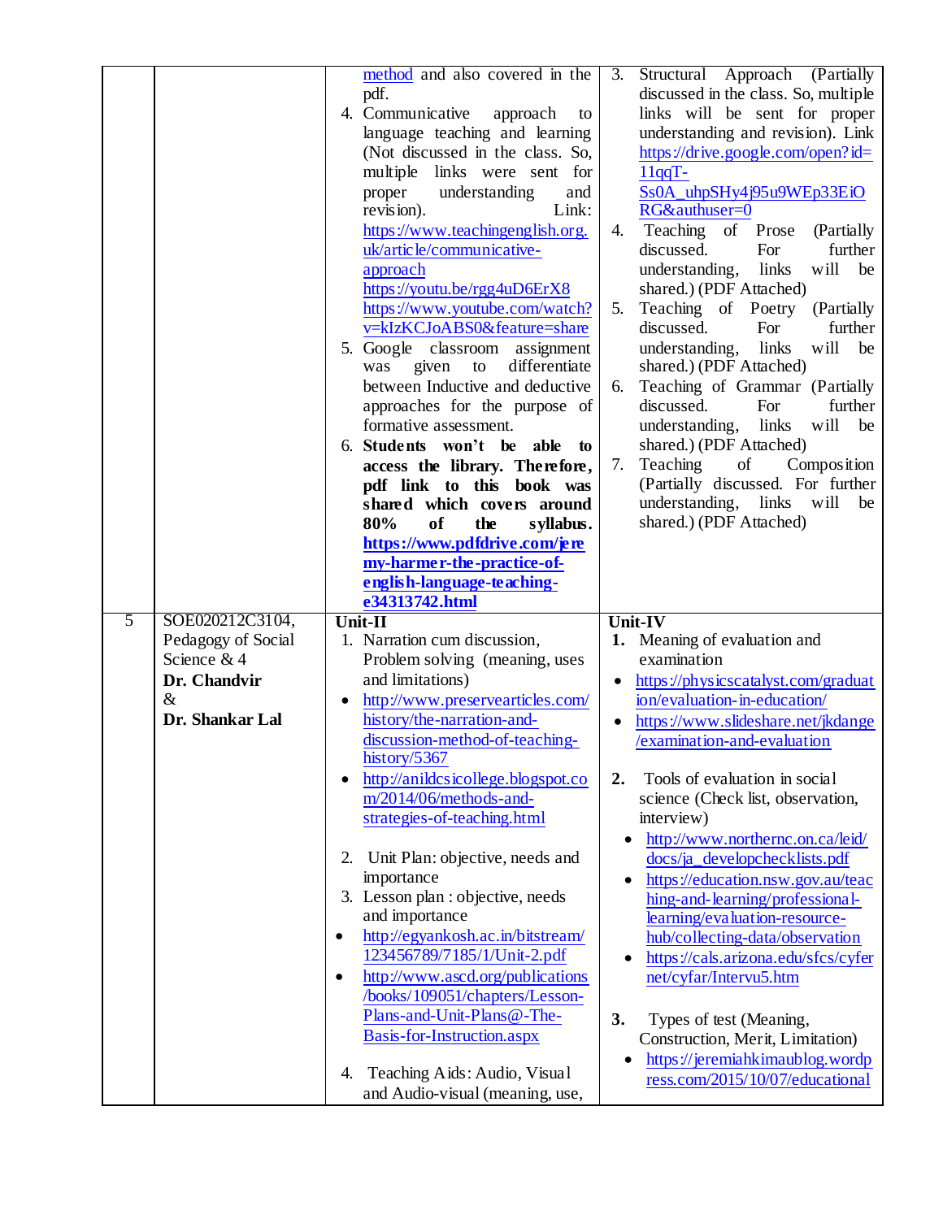| | | | |
|---|---|---|---|
| | | method and also covered in the pdf.<br>4. Communicative approach to language teaching and learning (Not discussed in the class. So, multiple links were sent for proper understanding and revision). Link: https://www.teachingenglish.org.uk/article/communicative-approach https://youtu.be/rgg4uD6ErX8 https://www.youtube.com/watch?v=kIzKCJoABS0&feature=share<br>5. Google classroom assignment was given to differentiate between Inductive and deductive approaches for the purpose of formative assessment.<br>6. **Students won't be able to access the library. Therefore, pdf link to this book was shared which covers around 80% of the syllabus. https://www.pdfdrive.com/jeremy-harmer-the-practice-of-english-language-teaching-e34313742.html** | 3. Structural Approach (Partially discussed in the class. So, multiple links will be sent for proper understanding and revision). Link https://drive.google.com/open?id=11qqT-Ss0A_uhpSHy4j95u9WEp33EiORG&authuser=0<br>4. Teaching of Prose (Partially discussed. For further understanding, links will be shared.) (PDF Attached)<br>5. Teaching of Poetry (Partially discussed. For further understanding, links will be shared.) (PDF Attached)<br>6. Teaching of Grammar (Partially discussed. For further understanding, links will be shared.) (PDF Attached)<br>7. Teaching of Composition (Partially discussed. For further understanding, links will be shared.) (PDF Attached) |
| 5 | SOE020212C3104, Pedagogy of Social Science & 4<br>**Dr. Chandvir**<br>&<br>**Dr. Shankar Lal** | **Unit-II**<br>1. Narration cum discussion, Problem solving (meaning, uses and limitations)<br>• http://www.preservearticles.com/history/the-narration-and-discussion-method-of-teaching-history/5367<br>• http://anildcsicollege.blogspot.com/2014/06/methods-and-strategies-of-teaching.html<br>2. Unit Plan: objective, needs and importance<br>3. Lesson plan : objective, needs and importance<br>• http://egyankosh.ac.in/bitstream/123456789/7185/1/Unit-2.pdf<br>• http://www.ascd.org/publications/books/109051/chapters/Lesson-Plans-and-Unit-Plans@-The-Basis-for-Instruction.aspx<br>4. Teaching Aids: Audio, Visual and Audio-visual (meaning, use, | **Unit-IV**<br>**1.** Meaning of evaluation and examination<br>• https://physicscatalyst.com/graduation/evaluation-in-education/<br>• https://www.slideshare.net/jkdange/examination-and-evaluation<br>**2.** Tools of evaluation in social science (Check list, observation, interview)<br>• http://www.northernc.on.ca/leid/docs/ja_developchecklists.pdf<br>• https://education.nsw.gov.au/teaching-and-learning/professional-learning/evaluation-resource-hub/collecting-data/observation<br>• https://cals.arizona.edu/sfcs/cyfernet/cyfar/Intervu5.htm<br>**3.** Types of test (Meaning, Construction, Merit, Limitation)<br>• https://jeremiahkimaublog.wordpress.com/2015/10/07/educational |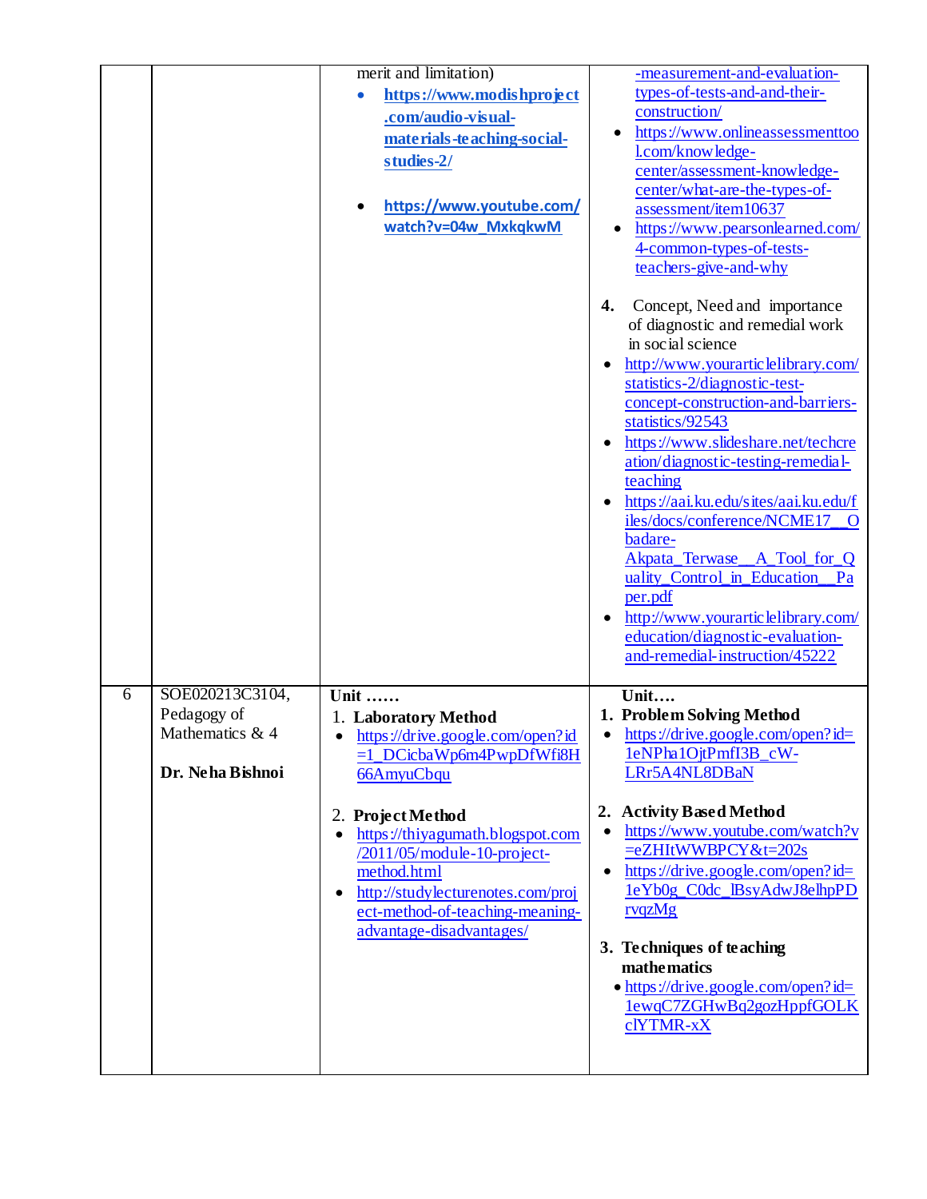| | | | |
|---|---|---|---|
| | | merit and limitation)<br>• **https://www.modishproject.com/audio-visual-materials-teaching-social-studies-2/**<br><br>• **https://www.youtube.com/watch?v=04w_MxkqkwM** | -measurement-and-evaluation-types-of-tests-and-their-construction/<br>• https://www.onlineassessmenttool.com/knowledge-center/assessment-knowledge-center/what-are-the-types-of-assessment/item10637<br>• https://www.pearsonlearned.com/4-common-types-of-tests-teachers-give-and-why<br><br>**4.** Concept, Need and importance of diagnostic and remedial work in social science<br>• http://www.yourarticlelibrary.com/statistics-2/diagnostic-test-concept-construction-and-barriers-statistics/92543<br>• https://www.slideshare.net/techcreation/diagnostic-testing-remedial-teaching<br>• https://aai.ku.edu/sites/aai.ku.edu/files/docs/conference/NCME17__Obadare-Akpata_Terwase__A_Tool_for_Quality_Control_in_Education__Paper.pdf<br>• http://www.yourarticlelibrary.com/education/diagnostic-evaluation-and-remedial-instruction/45222 |
| 6 | SOE020213C3104, Pedagogy of Mathematics & 4<br><br>**Dr. Neha Bishnoi** | **Unit ……**<br>1. **Laboratory Method**<br>• https://drive.google.com/open?id=1_DCicbaWp6m4PwpDfWfi8H66AmyuCbqu<br><br>2. **Project Method**<br>• https://thiyagumath.blogspot.com/2011/05/module-10-project-method.html<br>• http://studylecturenotes.com/project-method-of-teaching-meaning-advantage-disadvantages/ | **Unit….**<br>**1. Problem Solving Method**<br>• https://drive.google.com/open?id=1eNPha1OjtPmfI3B_cW-LRr5A4NL8DBaN<br><br>**2. Activity Based Method**<br>• https://www.youtube.com/watch?v=eZHItWWBPCY&t=202s<br>• https://drive.google.com/open?id=1eYb0g_C0dc_lBsyAdwJ8elhpPDrvqzMg<br><br>**3. Techniques of teaching mathematics**<br>• https://drive.google.com/open?id=1ewqC7ZGHwBq2gozHppfGOLKclYTMR-xX |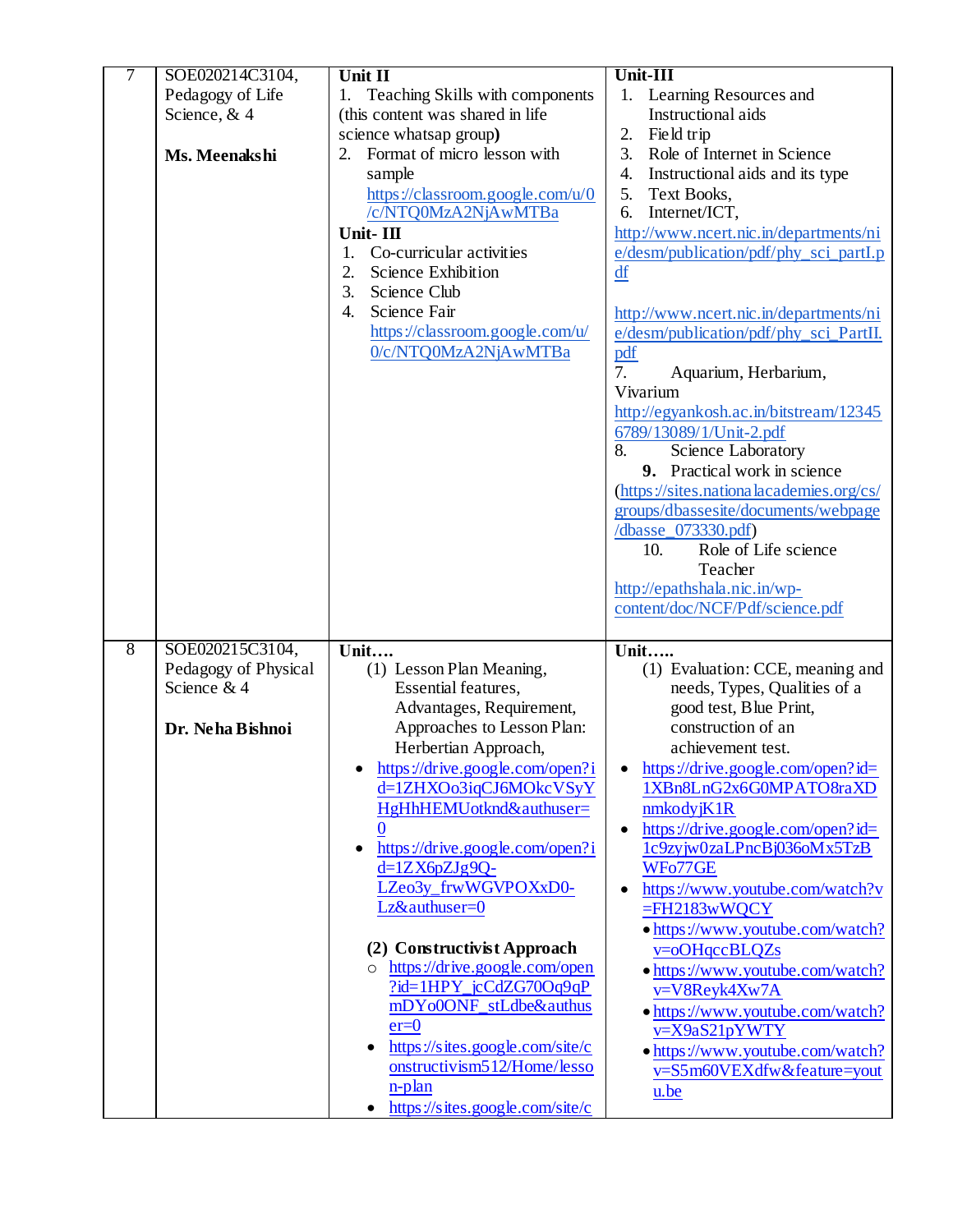| | | | |
|---|---|---|---|
| 7 | SOE020214C3104, Pedagogy of Life Science, & 4<br><br>**Ms. Meenakshi** | **Unit II**<br>1. Teaching Skills with components (this content was shared in life science whatsap group**)**<br>2. Format of micro lesson with sample https://classroom.google.com/u/0/c/NTQ0MzA2NjAwMTBa<br>**Unit- III**<br>1. Co-curricular activities<br>2. Science Exhibition<br>3. Science Club<br>4. Science Fair https://classroom.google.com/u/0/c/NTQ0MzA2NjAwMTBa | **Unit-III**<br>1. Learning Resources and Instructional aids<br>2. Field trip<br>3. Role of Internet in Science<br>4. Instructional aids and its type<br>5. Text Books,<br>6. Internet/ICT,<br>http://www.ncert.nic.in/departments/nie/desm/publication/pdf/phy_sci_partI.pdf<br><br>http://www.ncert.nic.in/departments/nie/desm/publication/pdf/phy_sci_PartII.pdf<br>7. Aquarium, Herbarium, Vivarium<br>http://egyankosh.ac.in/bitstream/123456789/13089/1/Unit-2.pdf<br>8. Science Laboratory<br>**9.** Practical work in science (https://sites.nationalacademies.org/cs/groups/dbassesite/documents/webpage/dbasse_073330.pdf)<br>10. Role of Life science Teacher<br>http://epathshala.nic.in/wp-content/doc/NCF/Pdf/science.pdf |
| 8 | SOE020215C3104, Pedagogy of Physical Science & 4<br><br>**Dr. Neha Bishnoi** | **Unit….**<br>(1) Lesson Plan Meaning, Essential features, Advantages, Requirement, Approaches to Lesson Plan: Herbertian Approach,<br>• https://drive.google.com/open?id=1ZHXOo3iqCJ6MOkcVSyYHgHhHEMUotknd&authuser=0<br>• https://drive.google.com/open?id=1ZX6pZJg9Q-LZeo3y_frwWGVPOXxD0-Lz&authuser=0<br><br>**(2) Constructivist Approach**<br>○ https://drive.google.com/open?id=1HPY_jcCdZG70Oq9qPmDYo0ONF_stLdbe&authuser=0<br>• https://sites.google.com/site/constructivism512/Home/lesson-plan<br>• https://sites.google.com/site/c | **Unit…..**<br>(1) Evaluation: CCE, meaning and needs, Types, Qualities of a good test, Blue Print, construction of an achievement test.<br>• https://drive.google.com/open?id=1XBn8LnG2x6G0MPATO8raXDnmkodyjK1R<br>• https://drive.google.com/open?id=1c9zyjw0zaLPncBj036oMx5TzBWFo77GE<br>• https://www.youtube.com/watch?v=FH2183wWQCY<br>• https://www.youtube.com/watch?v=oOHqccBLQZs<br>• https://www.youtube.com/watch?v=V8Reyk4Xw7A<br>• https://www.youtube.com/watch?v=X9aS21pYWTY<br>• https://www.youtube.com/watch?v=S5m60VEXdfw&feature=youtu.be |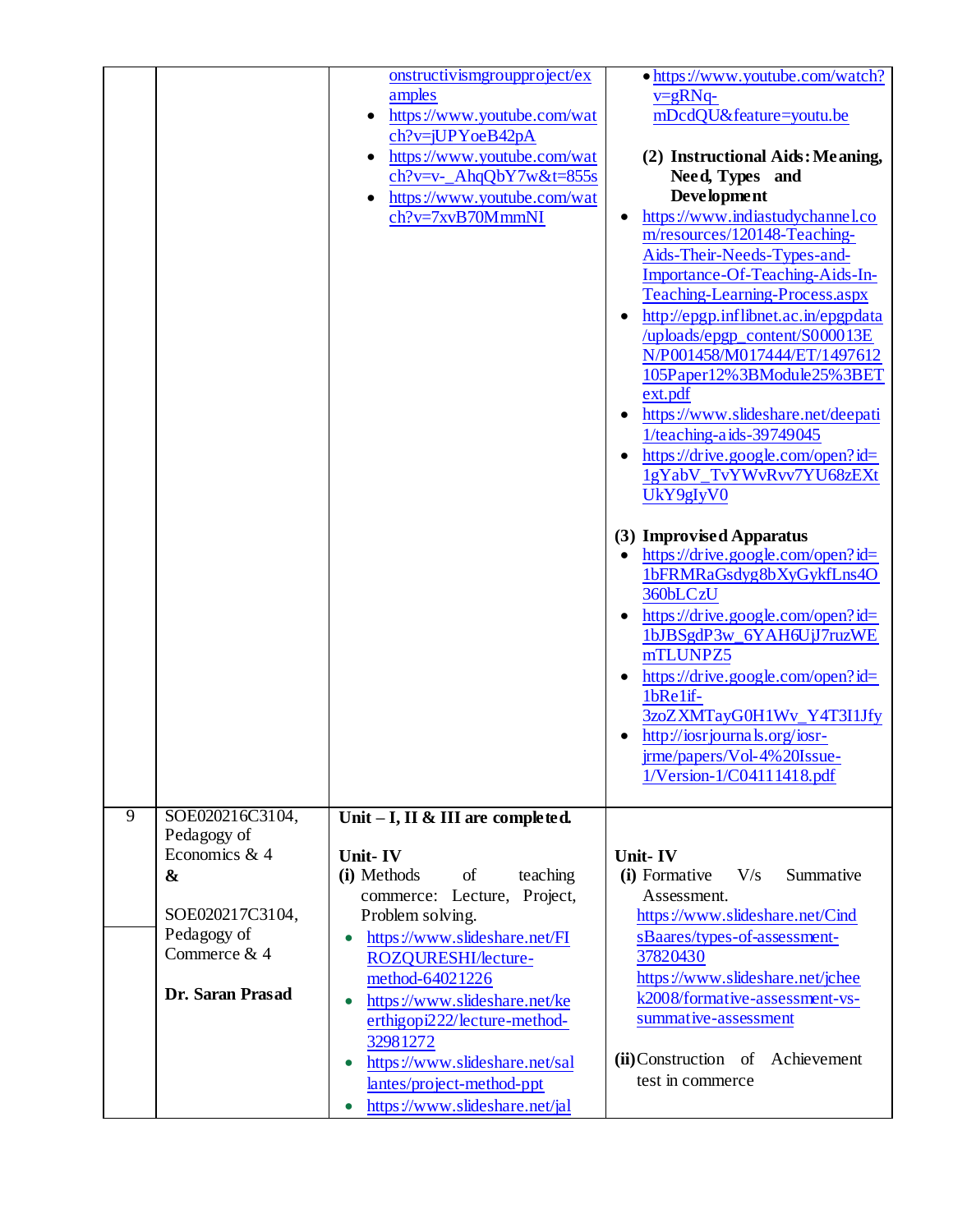| | | | |
|---|---|---|---|
| | | • onstructivismgroupproject/examples<br>• https://www.youtube.com/watch?v=jUPYoeB42pA<br>• https://www.youtube.com/watch?v=v-_AhqQbY7w&t=855s<br>• https://www.youtube.com/watch?v=7xvB70MmmNI | • https://www.youtube.com/watch?v=gRNq-mDcdQU&feature=youtu.be<br><br>**(2) Instructional Aids: Meaning, Need, Types and Development**<br>• https://www.indiastudychannel.com/resources/120148-Teaching-Aids-Their-Needs-Types-and-Importance-Of-Teaching-Aids-In-Teaching-Learning-Process.aspx<br>• http://epgp.inflibnet.ac.in/epgpdata/uploads/epgp_content/S000013EN/P001458/M017444/ET/1497612105Paper12%3BModule25%3BEText.pdf<br>• https://www.slideshare.net/deepati1/teaching-aids-39749045<br>• https://drive.google.com/open?id=1gYabV_TvYWvRvv7YU68zEXtUkY9gIyV0<br><br>**(3) Improvised Apparatus**<br>• https://drive.google.com/open?id=1bFRMRaGsdyg8bXyGykfLns4O360bLCzU<br>• https://drive.google.com/open?id=1bJBSgdP3w_6YAH6UjJ7ruzWEmTLUNPZ5<br>• https://drive.google.com/open?id=1bRe1if-3zoZXMTayG0H1Wv_Y4T3I1Jfy<br>• http://iosrjournals.org/iosr-jrme/papers/Vol-4%20Issue-1/Version-1/C04111418.pdf |
| 9 | SOE020216C3104, Pedagogy of Economics & 4<br>**&**<br>SOE020217C3104, Pedagogy of Commerce & 4<br><br>**Dr. Saran Prasad** | **Unit – I, II & III are completed.**<br><br>**Unit- IV**<br>**(i)** Methods of teaching commerce: Lecture, Project, Problem solving.<br>• https://www.slideshare.net/FIROZQURESHI/lecture-method-64021226<br>• https://www.slideshare.net/keerthigopi222/lecture-method-32981272<br>• https://www.slideshare.net/sallantes/project-method-ppt<br>• https://www.slideshare.net/jal | **Unit- IV**<br>**(i)** Formative V/s Summative Assessment.<br>https://www.slideshare.net/CindsBaares/types-of-assessment-37820430<br>https://www.slideshare.net/jcheek2008/formative-assessment-vs-summative-assessment<br><br>**(ii)** Construction of Achievement test in commerce |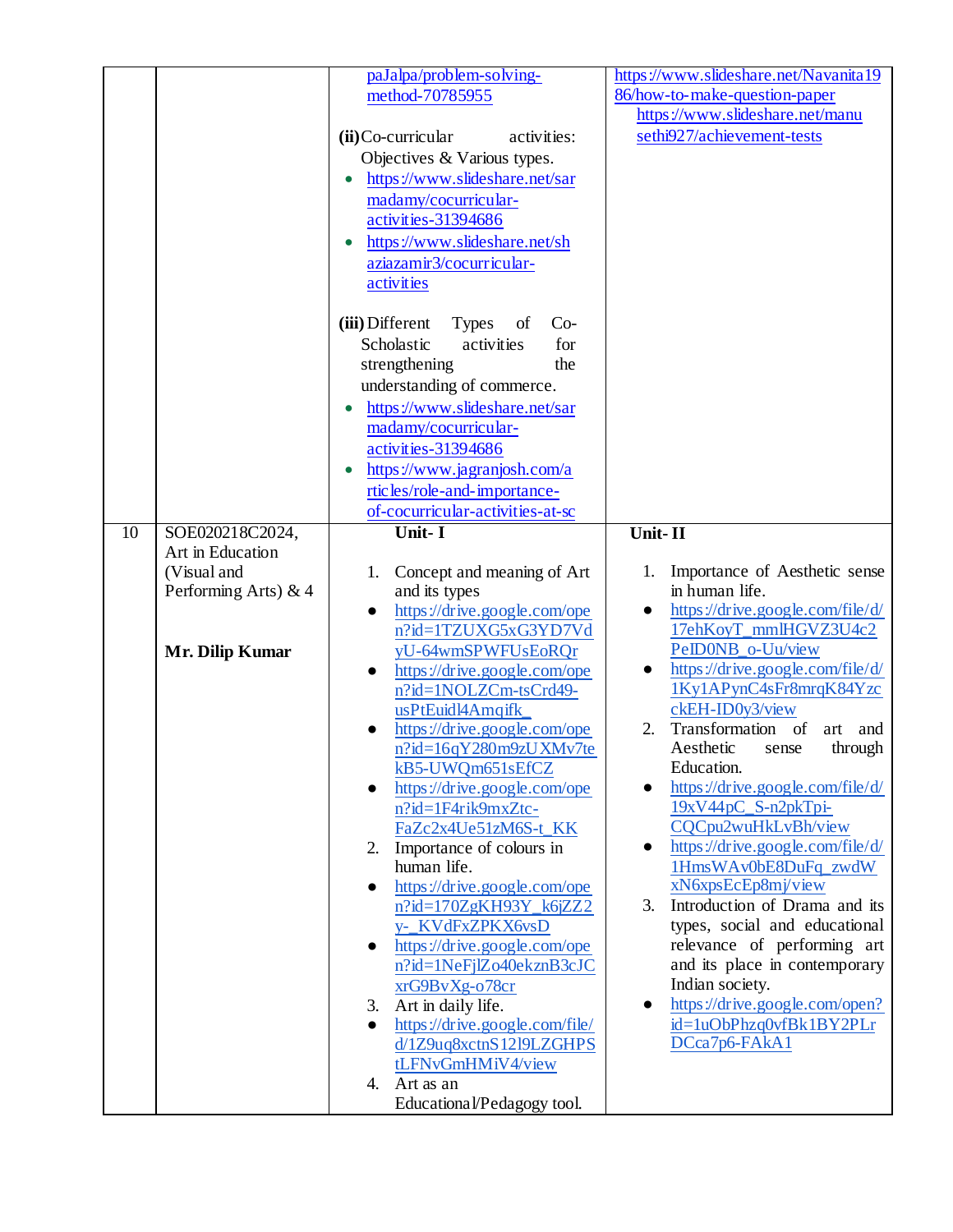| | | | |
|---|---|---|---|
| | | paJalpa/problem-solving-method-70785955<br><br>**(ii)** Co-curricular activities: Objectives & Various types.<br>• https://www.slideshare.net/sarmadamy/cocurricular-activities-31394686<br>• https://www.slideshare.net/shaziazamir3/cocurricular-activities<br><br>**(iii)** Different Types of Co-Scholastic activities for strengthening the understanding of commerce.<br>• https://www.slideshare.net/sarmadamy/cocurricular-activities-31394686<br>• https://www.jagranjosh.com/articles/role-and-importance-of-cocurricular-activities-at-sc | https://www.slideshare.net/Navanita1986/how-to-make-question-paper<br>https://www.slideshare.net/manusethi927/achievement-tests |
| 10 | SOE020218C2024, Art in Education (Visual and Performing Arts) & 4<br><br>**Mr. Dilip Kumar** | **Unit- I**<br><br>1. Concept and meaning of Art and its types<br>• https://drive.google.com/open?id=1TZUXG5xG3YD7VdyU-64wmSPWFUsEoRQr<br>• https://drive.google.com/open?id=1NOLZCm-tsCrd49-usPtEuidl4Amqifk_<br>• https://drive.google.com/open?id=16qY280m9zUXMv7tekB5-UWQm651sEfCZ<br>• https://drive.google.com/open?id=1F4rik9mxZtc-FaZc2x4Ue51zM6S-t_KK<br>2. Importance of colours in human life.<br>• https://drive.google.com/open?id=170ZgKH93Y_k6jZZ2y-_KVdFxZPKX6vsD<br>• https://drive.google.com/open?id=1NeFjlZo40ekznB3cJCxrG9BvXg-o78cr<br>3. Art in daily life.<br>• https://drive.google.com/file/d/1Z9uq8xctnS12l9LZGHPStLFNvGmHMiV4/view<br>4. Art as an Educational/Pedagogy tool. | **Unit- II**<br><br>1. Importance of Aesthetic sense in human life.<br>• https://drive.google.com/file/d/17ehKoyT_mmlHGVZ3U4c2PeID0NB_o-Uu/view<br>• https://drive.google.com/file/d/1Ky1APynC4sFr8mrqK84YzcckEH-ID0y3/view<br>2. Transformation of art and Aesthetic sense through Education.<br>• https://drive.google.com/file/d/19xV44pC_S-n2pkTpi-CQCpu2wuHkLvBh/view<br>• https://drive.google.com/file/d/1HmsWAv0bE8DuFq_zwdWxN6xpsEcEp8mj/view<br>3. Introduction of Drama and its types, social and educational relevance of performing art and its place in contemporary Indian society.<br>• https://drive.google.com/open?id=1uObPhzq0vfBk1BY2PLrDCca7p6-FAkA1 |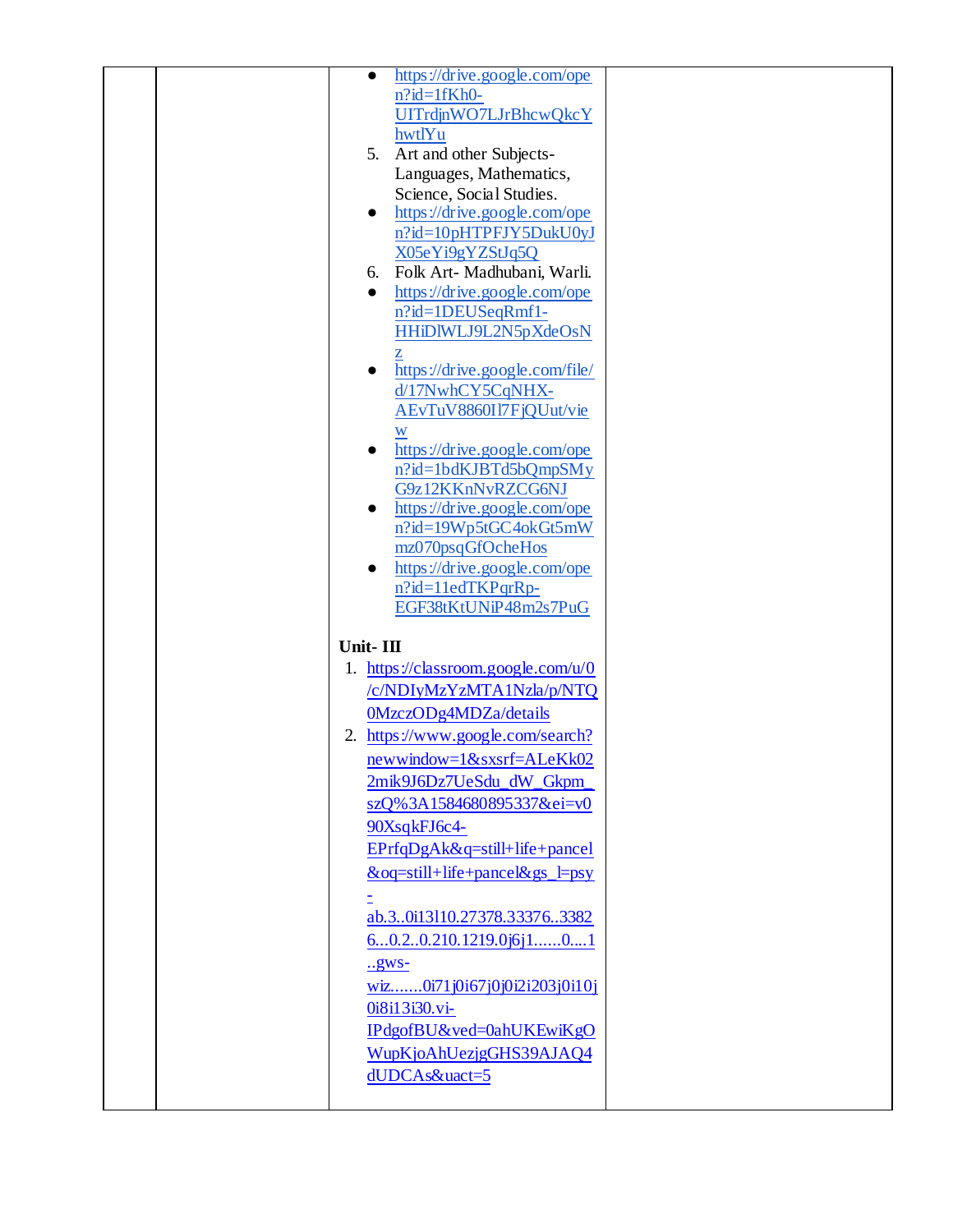| | | <ul><li>https://drive.google.com/open?id=1fKh0-UITrdjnWO7LJrBhcwQkcYhwtlYu</li></ul>5. Art and other Subjects- Languages, Mathematics, Science, Social Studies.<ul><li>https://drive.google.com/open?id=10pHTPFJY5DukU0yJX05eYi9gYZStJq5Q</li></ul>6. Folk Art- Madhubani, Warli.<ul><li>https://drive.google.com/open?id=1DEUSeqRmf1-HHiDlWLJ9L2N5pXdeOsNz</li><li>https://drive.google.com/file/d/17NwhCY5CqNHX-AEvTuV8860Il7FjQUut/view</li><li>https://drive.google.com/open?id=1bdKJBTd5bQmpSMyG9z12KKnNvRZCG6NJ</li><li>https://drive.google.com/open?id=19Wp5tGC4okGt5mWmz070psqGfOcheHos</li><li>https://drive.google.com/open?id=11edTKPqrRp-EGF38tKtUNiP48m2s7PuG</li></ul>**Unit- III**<br>1. https://classroom.google.com/u/0/c/NDIyMzYzMTA1Nzla/p/NTQ0MzczODg4MDZa/details<br>2. https://www.google.com/search?newwindow=1&sxsrf=ALeKk022mik9J6Dz7UeSdu_dW_Gkpm_szQ%3A1584680895337&ei=v090XsqkFJ6c4-EPrfqDgAk&q=still+life+pancel&oq=still+life+pancel&gs_l=psy-ab.3..0i13l10.27378.33376..33826...0.2..0.210.1219.0j6j1......0....1..gws-wiz.......0i71j0i67j0j0i2i203j0i10j0i8i13i30.vi-IPdgofBU&ved=0ahUKEwiKgOWupKjoAhUezjgGHS39AJAQ4dUDCAs&uact=5 | |
|---|---|---|---|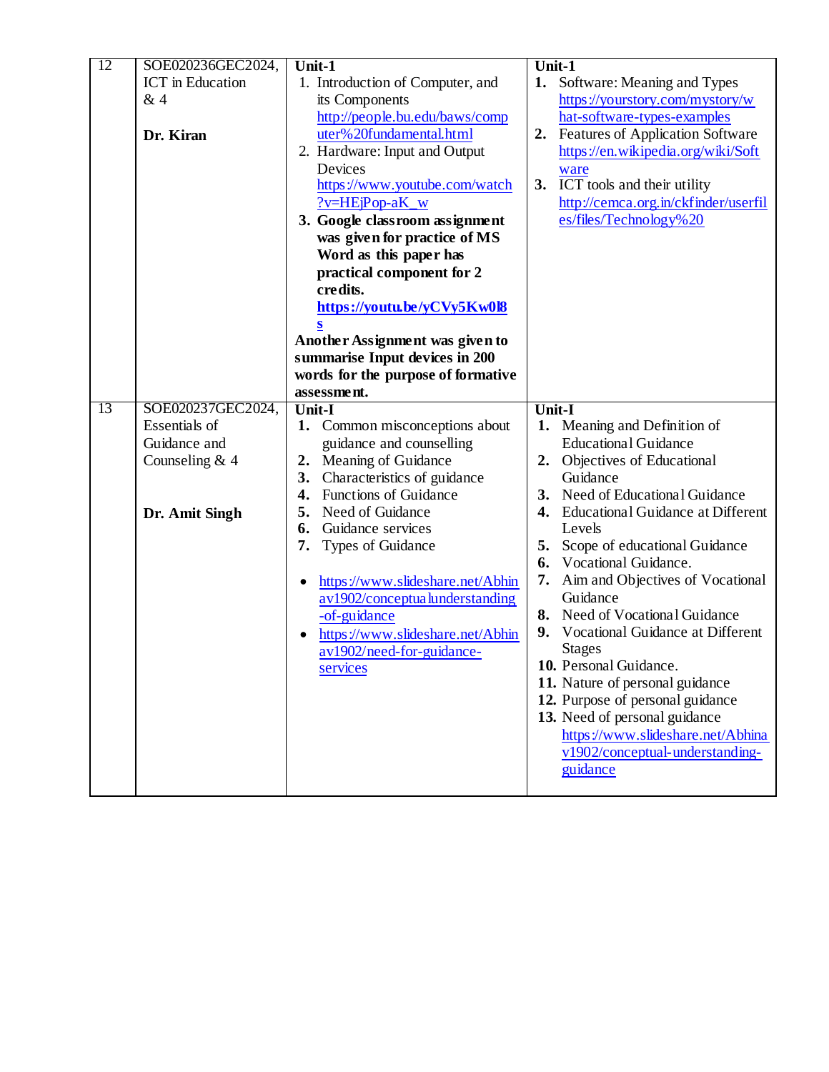| | | | |
|---|---|---|---|
| 12 | SOE020236GEC2024, ICT in Education & 4<br><br>**Dr. Kiran** | **Unit-1**<br>1. Introduction of Computer, and its Components http://people.bu.edu/baws/computer%20fundamental.html<br>2. Hardware: Input and Output Devices https://www.youtube.com/watch?v=HEjPop-aK_w<br>**3. Google classroom assignment was given for practice of MS Word as this paper has practical component for 2 credits. https://youtu.be/yCVy5Kw0l8s**<br>**Another Assignment was given to summarise Input devices in 200 words for the purpose of formative assessment.** | **Unit-1**<br>**1.** Software: Meaning and Types https://yourstory.com/mystory/what-software-types-examples<br>**2.** Features of Application Software https://en.wikipedia.org/wiki/Software<br>**3.** ICT tools and their utility http://cemca.org.in/ckfinder/userfiles/files/Technology%20 |
| 13 | SOE020237GEC2024, Essentials of Guidance and Counseling & 4<br><br>**Dr. Amit Singh** | **Unit-I**<br>**1.** Common misconceptions about guidance and counselling<br>**2.** Meaning of Guidance<br>**3.** Characteristics of guidance<br>**4.** Functions of Guidance<br>**5.** Need of Guidance<br>**6.** Guidance services<br>**7.** Types of Guidance<br><br>• https://www.slideshare.net/Abhinav1902/conceptualunderstanding-of-guidance<br>• https://www.slideshare.net/Abhinav1902/need-for-guidance-services | **Unit-I**<br>**1.** Meaning and Definition of Educational Guidance<br>**2.** Objectives of Educational Guidance<br>**3.** Need of Educational Guidance<br>**4.** Educational Guidance at Different Levels<br>**5.** Scope of educational Guidance<br>**6.** Vocational Guidance.<br>**7.** Aim and Objectives of Vocational Guidance<br>**8.** Need of Vocational Guidance<br>**9.** Vocational Guidance at Different Stages<br>**10.** Personal Guidance.<br>**11.** Nature of personal guidance<br>**12.** Purpose of personal guidance<br>**13.** Need of personal guidance https://www.slideshare.net/Abhinav1902/conceptual-understanding-guidance |